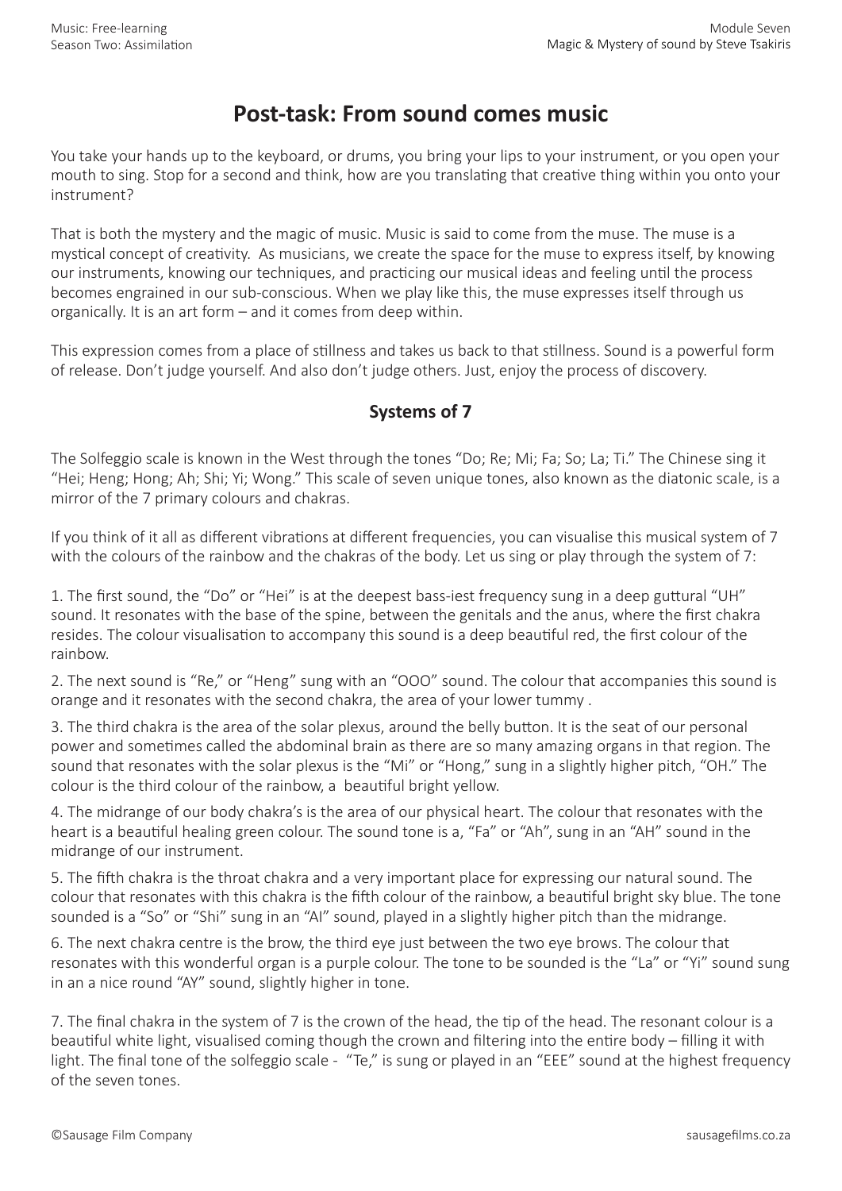# Post-task: From sound comes music

You take your hands up to the keyboard, or drums, you bring your lips to your instrument, or you open your mouth to sing. Stop for a second and think, how are you translating that creative thing within you onto your instrument?

That is both the mystery and the magic of music. Music is said to come from the muse. The muse is a mystical concept of creativity. As musicians, we create the space for the muse to express itself, by knowing our instruments, knowing our techniques, and practicing our musical ideas and feeling until the process becomes engrained in our sub-conscious. When we play like this, the muse expresses itself through us organically. It is an art form – and it comes from deep within.

This expression comes from a place of stillness and takes us back to that stillness. Sound is a powerful form of release. Don't judge yourself. And also don't judge others. Just, enjoy the process of discovery.

## Systems of 7

The Solfeggio scale is known in the West through the tones "Do; Re; Mi; Fa; So; La; Ti." The Chinese sing it "Hei; Heng; Hong; Ah; Shi; Yi; Wong." This scale of seven unique tones, also known as the diatonic scale, is a mirror of the 7 primary colours and chakras.

If you think of it all as different vibrations at different frequencies, you can visualise this musical system of 7 with the colours of the rainbow and the chakras of the body. Let us sing or play through the system of 7:

1. The first sound, the "Do" or "Hei" is at the deepest bass-iest frequency sung in a deep guttural "UH" sound. It resonates with the base of the spine, between the genitals and the anus, where the first chakra resides. The colour visualisation to accompany this sound is a deep beautiful red, the first colour of the rainbow.
2. The next sound is "Re," or "Heng" sung with an "OOO" sound. The colour that accompanies this sound is orange and it resonates with the second chakra, the area of your lower tummy .
3. The third chakra is the area of the solar plexus, around the belly button. It is the seat of our personal power and sometimes called the abdominal brain as there are so many amazing organs in that region. The sound that resonates with the solar plexus is the "Mi" or "Hong," sung in a slightly higher pitch, "OH." The colour is the third colour of the rainbow, a beautiful bright yellow.
4. The midrange of our body chakra's is the area of our physical heart. The colour that resonates with the heart is a beautiful healing green colour. The sound tone is a, "Fa" or "Ah", sung in an "AH" sound in the midrange of our instrument.
5. The fifth chakra is the throat chakra and a very important place for expressing our natural sound. The colour that resonates with this chakra is the fifth colour of the rainbow, a beautiful bright sky blue. The tone sounded is a "So" or "Shi" sung in an "AI" sound, played in a slightly higher pitch than the midrange.
6. The next chakra centre is the brow, the third eye just between the two eye brows. The colour that resonates with this wonderful organ is a purple colour. The tone to be sounded is the "La" or "Yi" sound sung in an a nice round "AY" sound, slightly higher in tone.
7. The final chakra in the system of 7 is the crown of the head, the tip of the head. The resonant colour is a beautiful white light, visualised coming though the crown and filtering into the entire body – filling it with light. The final tone of the solfeggio scale - "Te," is sung or played in an "EEE" sound at the highest frequency of the seven tones.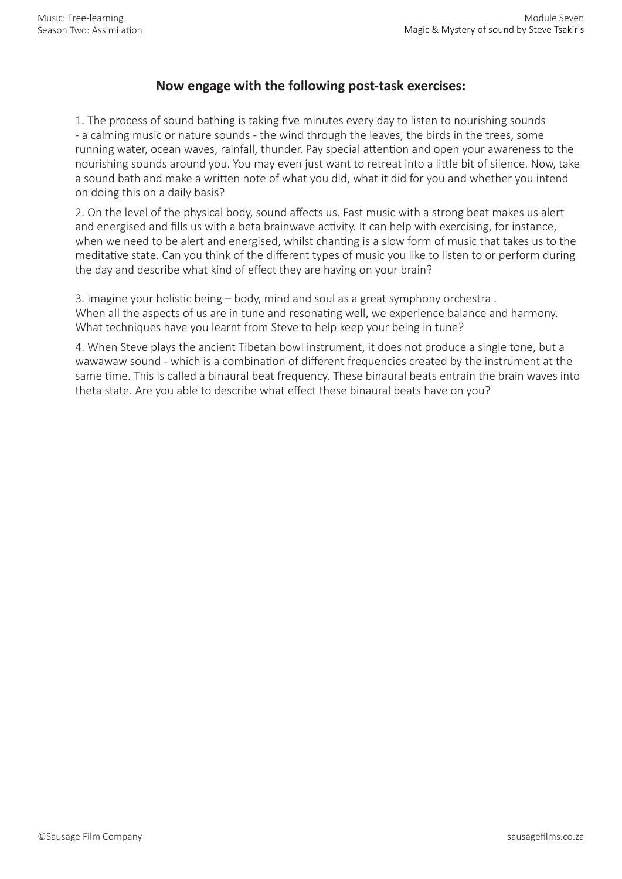**Now engage with the following post-task exercises:**

1. The process of sound bathing is taking five minutes every day to listen to nourishing sounds - a calming music or nature sounds - the wind through the leaves, the birds in the trees, some running water, ocean waves, rainfall, thunder. Pay special attention and open your awareness to the nourishing sounds around you. You may even just want to retreat into a little bit of silence. Now, take a sound bath and make a written note of what you did, what it did for you and whether you intend on doing this on a daily basis?

2. On the level of the physical body, sound affects us. Fast music with a strong beat makes us alert and energised and fills us with a beta brainwave activity. It can help with exercising, for instance, when we need to be alert and energised, whilst chanting is a slow form of music that takes us to the meditative state. Can you think of the different types of music you like to listen to or perform during the day and describe what kind of effect they are having on your brain?

3. Imagine your holistic being – body, mind and soul as a great symphony orchestra . When all the aspects of us are in tune and resonating well, we experience balance and harmony. What techniques have you learnt from Steve to help keep your being in tune?

4. When Steve plays the ancient Tibetan bowl instrument, it does not produce a single tone, but a wawawaw sound - which is a combination of different frequencies created by the instrument at the same time. This is called a binaural beat frequency. These binaural beats entrain the brain waves into theta state. Are you able to describe what effect these binaural beats have on you?